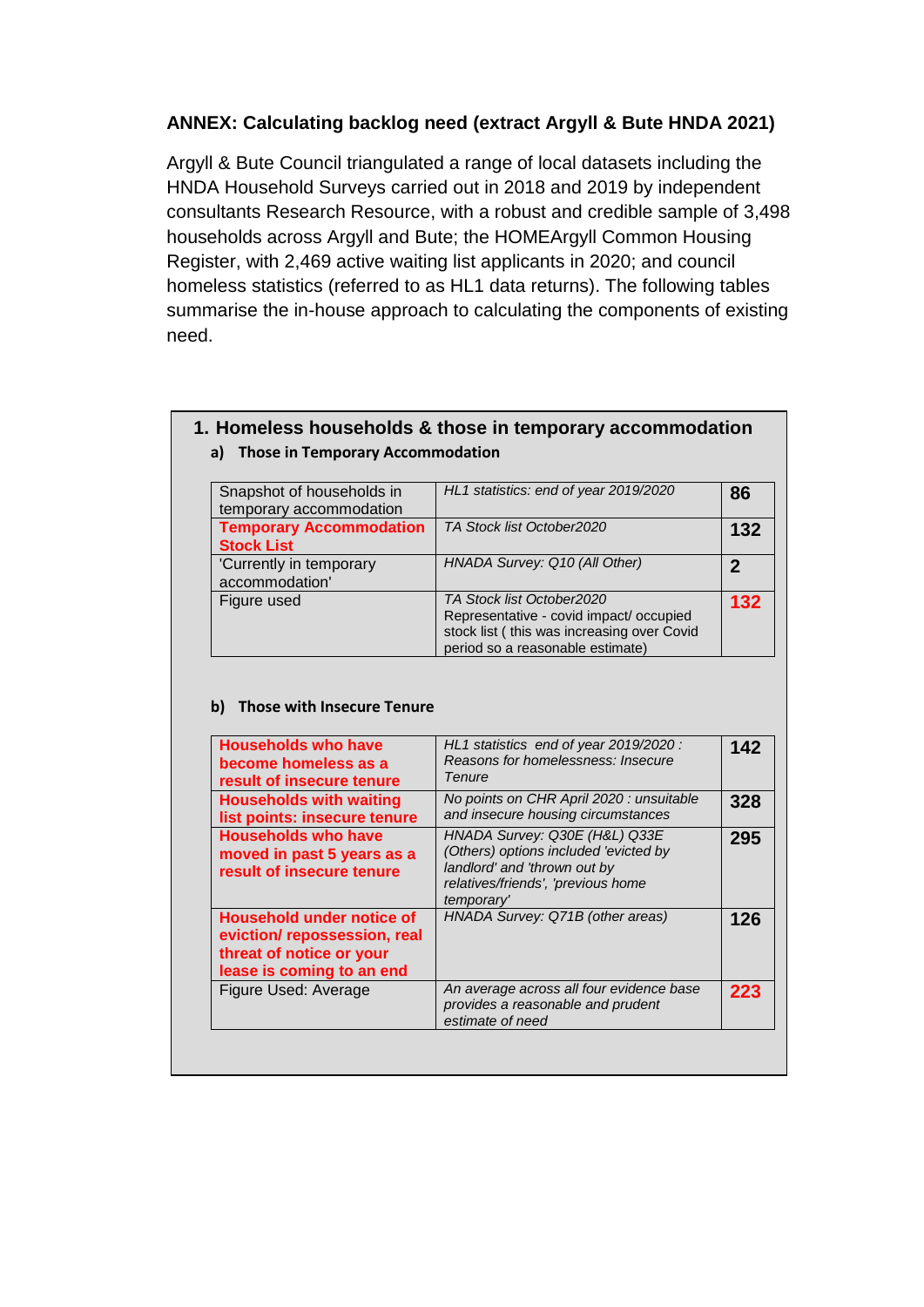**ANNEX: Calculating backlog need (extract Argyll & Bute HNDA 2021)**

Argyll & Bute Council triangulated a range of local datasets including the HNDA Household Surveys carried out in 2018 and 2019 by independent consultants Research Resource, with a robust and credible sample of 3,498 households across Argyll and Bute; the HOMEArgyll Common Housing Register, with 2,469 active waiting list applicants in 2020; and council homeless statistics (referred to as HL1 data returns). The following tables summarise the in-house approach to calculating the components of existing need.

## 1. Homeless households & those in temporary accommodation

### a) Those in Temporary Accommodation

| | | |
|---|---|---|
| Snapshot of households in temporary accommodation | *HL1 statistics: end of year 2019/2020* | **86** |
| **Temporary Accommodation Stock List** | *TA Stock list October2020* | **132** |
| 'Currently in temporary accommodation' | *HNADA Survey: Q10 (All Other)* | **2** |
| Figure used | *TA Stock list October2020* Representative - covid impact/ occupied stock list ( this was increasing over Covid period so a reasonable estimate) | **132** |

### b) Those with Insecure Tenure

| | | |
|---|---|---|
| **Households who have become homeless as a result of insecure tenure** | *HL1 statistics end of year 2019/2020 : Reasons for homelessness: Insecure Tenure* | **142** |
| **Households with waiting list points: insecure tenure** | *No points on CHR April 2020 : unsuitable and insecure housing circumstances* | **328** |
| **Households who have moved in past 5 years as a result of insecure tenure** | *HNADA Survey: Q30E (H&L) Q33E (Others) options included 'evicted by landlord' and 'thrown out by relatives/friends', 'previous home temporary'* | **295** |
| **Household under notice of eviction/ repossession, real threat of notice or your lease is coming to an end** | *HNADA Survey: Q71B (other areas)* | **126** |
| Figure Used: Average | *An average across all four evidence base provides a reasonable and prudent estimate of need* | **223** |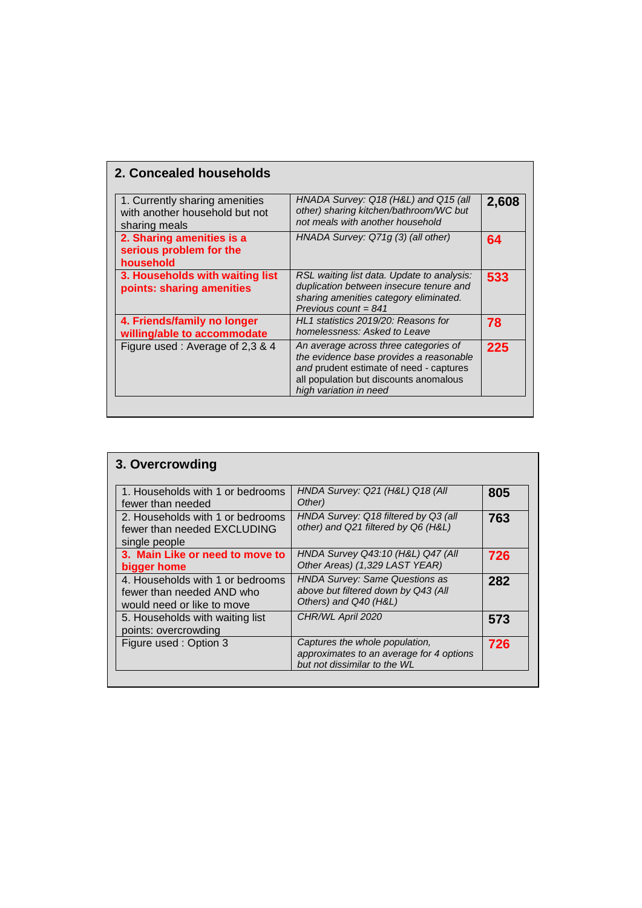## 2. Concealed households

| | | |
|---|---|---|
| 1. Currently sharing amenities with another household but not sharing meals | *HNADA Survey: Q18 (H&L) and Q15 (all other) sharing kitchen/bathroom/WC but not meals with another household* | **2,608** |
| **2. Sharing amenities is a serious problem for the household** | *HNADA Survey: Q71g (3) (all other)* | **64** |
| **3. Households with waiting list points: sharing amenities** | *RSL waiting list data. Update to analysis: duplication between insecure tenure and sharing amenities category eliminated. Previous count = 841* | **533** |
| **4. Friends/family no longer willing/able to accommodate** | *HL1 statistics 2019/20: Reasons for homelessness: Asked to Leave* | **78** |
| Figure used : Average of 2,3 & 4 | *An average across three categories of the evidence base provides a reasonable and prudent estimate of need* - captures all population but discounts anomalous *high variation in need* | **225** |

## 3. Overcrowding

| | | |
|---|---|---|
| 1. Households with 1 or bedrooms fewer than needed | *HNDA Survey: Q21 (H&L) Q18 (All Other)* | **805** |
| 2. Households with 1 or bedrooms fewer than needed EXCLUDING single people | *HNDA Survey: Q18 filtered by Q3 (all other) and Q21 filtered by Q6 (H&L)* | **763** |
| **3. Main Like or need to move to bigger home** | *HNDA Survey Q43:10 (H&L) Q47 (All Other Areas) (1,329 LAST YEAR)* | **726** |
| 4. Households with 1 or bedrooms fewer than needed AND who would need or like to move | *HNDA Survey: Same Questions as above but filtered down by Q43 (All Others) and Q40 (H&L)* | **282** |
| 5. Households with waiting list points: overcrowding | *CHR/WL April 2020* | **573** |
| Figure used : Option 3 | *Captures the whole population, approximates to an average for 4 options but not dissimilar to the WL* | **726** |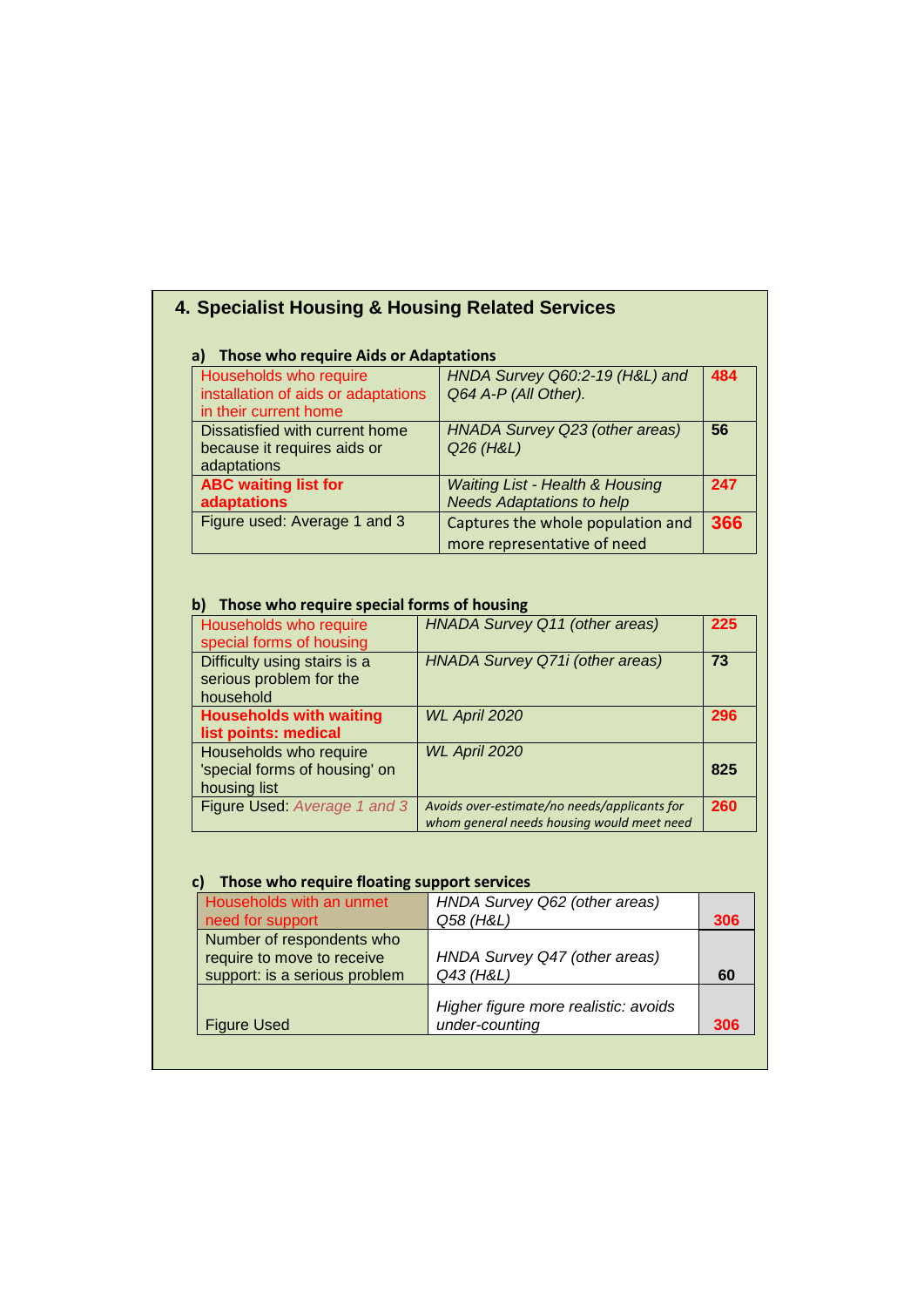## 4. Specialist Housing & Housing Related Services

### a) Those who require Aids or Adaptations

| | | |
|---|---|---|
| Households who require installation of aids or adaptations in their current home | *HNDA Survey Q60:2-19 (H&L) and Q64 A-P (All Other).* | **484** |
| Dissatisfied with current home because it requires aids or adaptations | *HNADA Survey Q23 (other areas) Q26 (H&L)* | **56** |
| **ABC waiting list for adaptations** | *Waiting List - Health & Housing Needs Adaptations to help* | **247** |
| Figure used: Average 1 and 3 | Captures the whole population and more representative of need | **366** |

### b) Those who require special forms of housing

| | | |
|---|---|---|
| Households who require special forms of housing | *HNADA Survey Q11 (other areas)* | **225** |
| Difficulty using stairs is a serious problem for the household | *HNADA Survey Q71i (other areas)* | **73** |
| **Households with waiting list points: medical** | *WL April 2020* | **296** |
| Households who require 'special forms of housing' on housing list | *WL April 2020* | **825** |
| Figure Used: *Average 1 and 3* | *Avoids over-estimate/no needs/applicants for whom general needs housing would meet need* | **260** |

### c) Those who require floating support services

| | | |
|---|---|---|
| Households with an unmet need for support | *HNDA Survey Q62 (other areas) Q58 (H&L)* | **306** |
| Number of respondents who require to move to receive support: is a serious problem | *HNDA Survey Q47 (other areas) Q43 (H&L)* | **60** |
| Figure Used | *Higher figure more realistic: avoids under-counting* | **306** |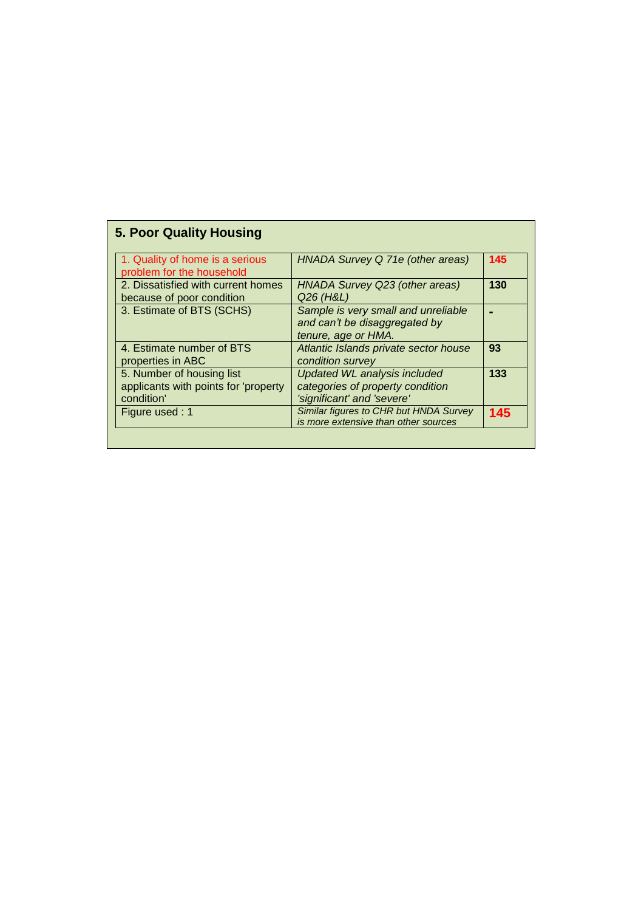## 5. Poor Quality Housing

| | | |
|---|---|---|
| 1. Quality of home is a serious problem for the household | *HNADA Survey Q 71e (other areas)* | **145** |
| 2. Dissatisfied with current homes because of poor condition | *HNADA Survey Q23 (other areas) Q26 (H&L)* | **130** |
| 3. Estimate of BTS (SCHS) | *Sample is very small and unreliable and can't be disaggregated by tenure, age or HMA.* | **-** |
| 4. Estimate number of BTS properties in ABC | *Atlantic Islands private sector house condition survey* | **93** |
| 5. Number of housing list applicants with points for 'property condition' | *Updated WL analysis included categories of property condition 'significant' and 'severe'* | **133** |
| Figure used : 1 | *Similar figures to CHR but HNDA Survey is more extensive than other sources* | **145** |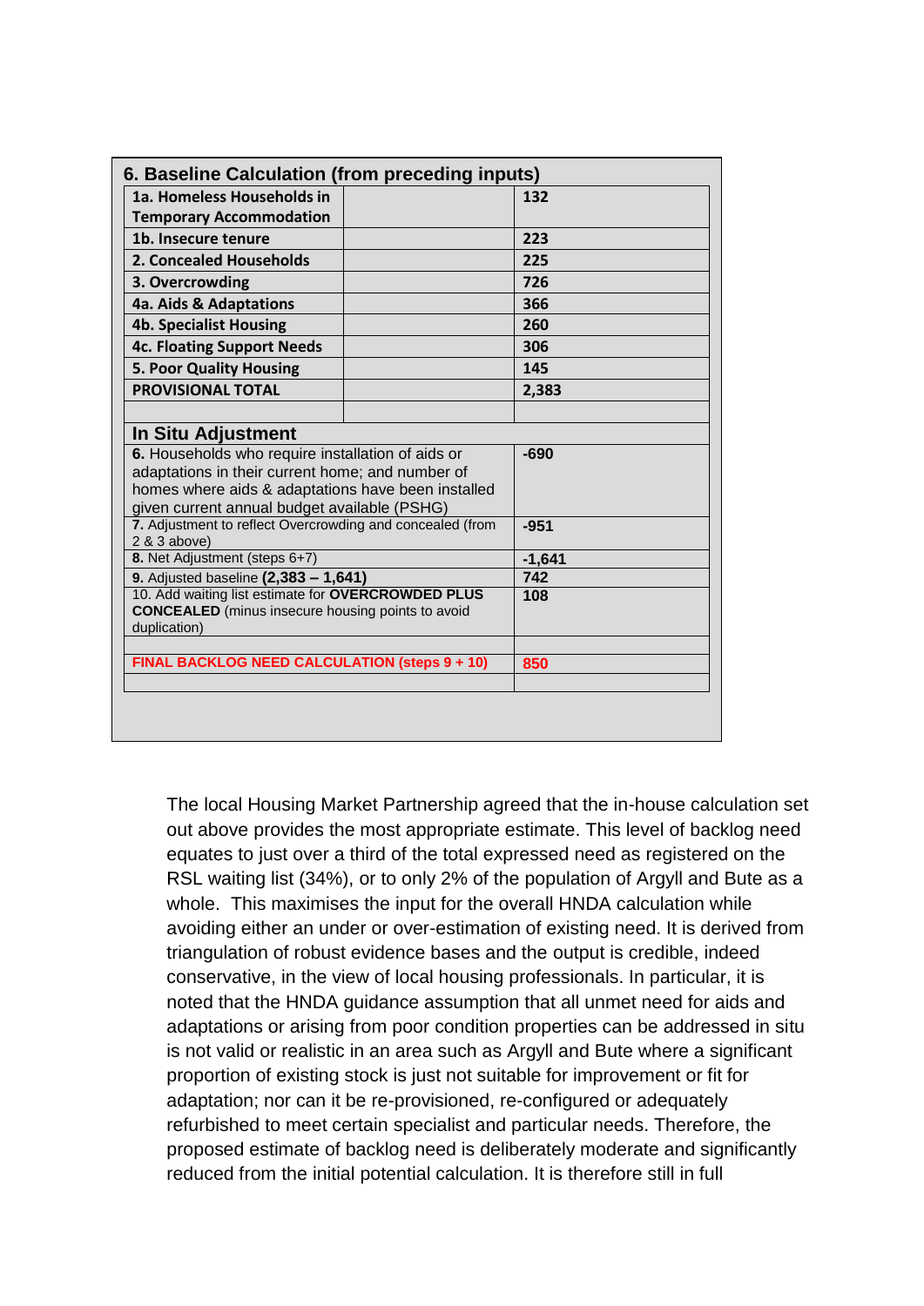| 6. Baseline Calculation (from preceding inputs) | | |
| --- | --- | --- |
| **1a. Homeless Households in Temporary Accommodation** | | **132** |
| **1b. Insecure tenure** | | **223** |
| **2. Concealed Households** | | **225** |
| **3. Overcrowding** | | **726** |
| **4a. Aids & Adaptations** | | **366** |
| **4b. Specialist Housing** | | **260** |
| **4c. Floating Support Needs** | | **306** |
| **5. Poor Quality Housing** | | **145** |
| **PROVISIONAL TOTAL** | | **2,383** |
| | | |
| **In Situ Adjustment** | | |
| **6.** Households who require installation of aids or adaptations in their current home; and number of homes where aids & adaptations have been installed given current annual budget available (PSHG) | | **-690** |
| **7.** Adjustment to reflect Overcrowding and concealed (from 2 & 3 above) | | **-951** |
| **8.** Net Adjustment (steps 6+7) | | **-1,641** |
| **9.** Adjusted baseline **(2,383 – 1,641)** | | **742** |
| 10. Add waiting list estimate for **OVERCROWDED PLUS CONCEALED** (minus insecure housing points to avoid duplication) | | **108** |
| | | |
| **FINAL BACKLOG NEED CALCULATION (steps 9 + 10)** | | **850** |

The local Housing Market Partnership agreed that the in-house calculation set out above provides the most appropriate estimate. This level of backlog need equates to just over a third of the total expressed need as registered on the RSL waiting list (34%), or to only 2% of the population of Argyll and Bute as a whole. This maximises the input for the overall HNDA calculation while avoiding either an under or over-estimation of existing need. It is derived from triangulation of robust evidence bases and the output is credible, indeed conservative, in the view of local housing professionals. In particular, it is noted that the HNDA guidance assumption that all unmet need for aids and adaptations or arising from poor condition properties can be addressed in situ is not valid or realistic in an area such as Argyll and Bute where a significant proportion of existing stock is just not suitable for improvement or fit for adaptation; nor can it be re-provisioned, re-configured or adequately refurbished to meet certain specialist and particular needs. Therefore, the proposed estimate of backlog need is deliberately moderate and significantly reduced from the initial potential calculation. It is therefore still in full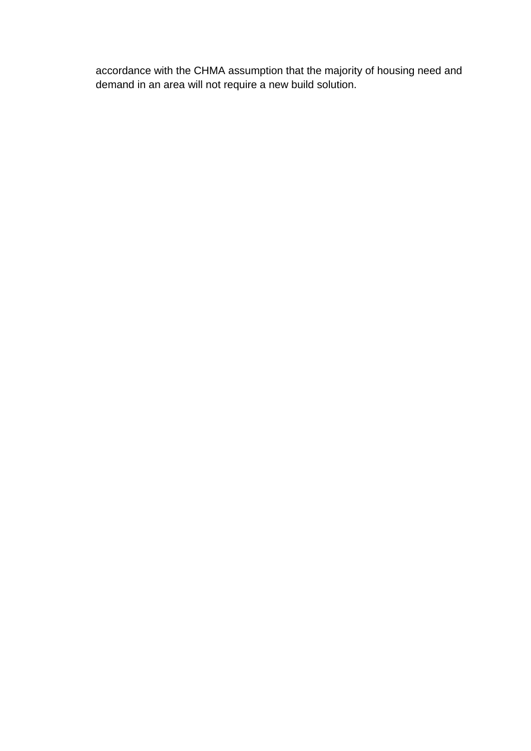accordance with the CHMA assumption that the majority of housing need and demand in an area will not require a new build solution.